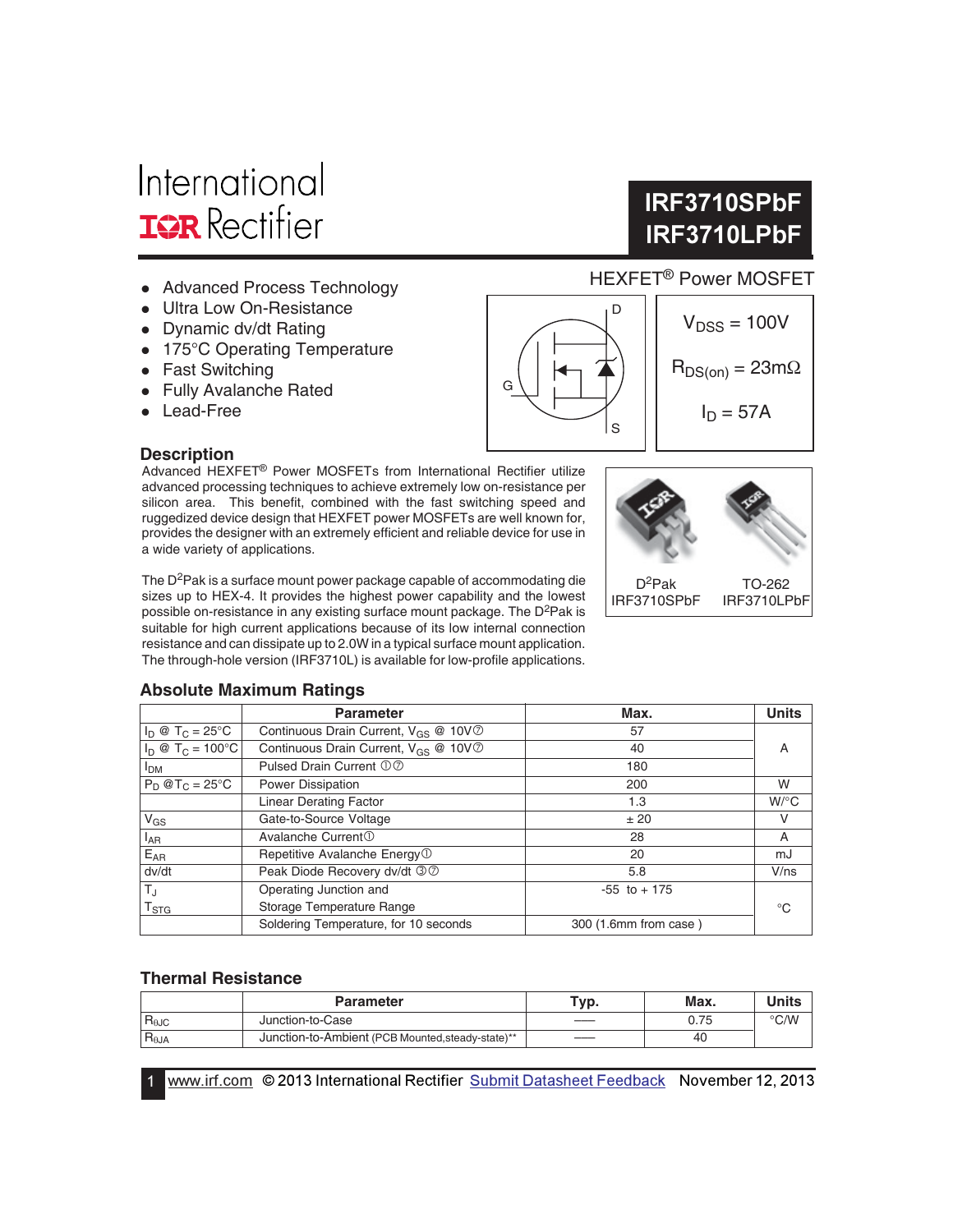International
IOR Rectifier

# IRF3710SPbF
# IRF3710LPbF

HEXFET® Power MOSFET

- Advanced Process Technology
- Ultra Low On-Resistance
- Dynamic dv/dt Rating
- 175°C Operating Temperature
- Fast Switching
- Fully Avalanche Rated
- Lead-Free

D

G

S

$V_{DSS}$ = 100V

$R_{DS(on)}$ = 23mΩ

$I_D$ = 57A

## Description

Advanced HEXFET® Power MOSFETs from International Rectifier utilize advanced processing techniques to achieve extremely low on-resistance per silicon area. This benefit, combined with the fast switching speed and ruggedized device design that HEXFET power MOSFETs are well known for, provides the designer with an extremely efficient and reliable device for use in a wide variety of applications.

The D[2]Pak is a surface mount power package capable of accommodating die sizes up to HEX-4. It provides the highest power capability and the lowest possible on-resistance in any existing surface mount package. The D[2]Pak is suitable for high current applications because of its low internal connection resistance and can dissipate up to 2.0W in a typical surface mount application. The through-hole version (IRF3710L) is available for low-profile applications.

D[2]Pak
IRF3710SPbF

TO-262
IRF3710LPbF

## Absolute Maximum Ratings

| | Parameter | Max. | Units |
|---|---|---|---|
| $I_D$ @ $T_C$ = 25°C | Continuous Drain Current, $V_{GS}$ @ 10V ⑦ | 57 | A |
| $I_D$ @ $T_C$ = 100°C | Continuous Drain Current, $V_{GS}$ @ 10V ⑦ | 40 | |
| $I_{DM}$ | Pulsed Drain Current ①⑦ | 180 | |
| $P_D$ @$T_C$ = 25°C | Power Dissipation | 200 | W |
| | Linear Derating Factor | 1.3 | W/°C |
| $V_{GS}$ | Gate-to-Source Voltage | ± 20 | V |
| $I_{AR}$ | Avalanche Current① | 28 | A |
| $E_{AR}$ | Repetitive Avalanche Energy① | 20 | mJ |
| dv/dt | Peak Diode Recovery dv/dt ③⑦ | 5.8 | V/ns |
| $T_J$ | Operating Junction and | -55 to + 175 | °C |
| $T_{STG}$ | Storage Temperature Range | | |
| | Soldering Temperature, for 10 seconds | 300 (1.6mm from case ) | |

## Thermal Resistance

| | Parameter | Typ. | Max. | Units |
|---|---|---|---|---|
| $R_{θJC}$ | Junction-to-Case | —— | 0.75 | °C/W |
| $R_{θJA}$ | Junction-to-Ambient (PCB Mounted,steady-state)** | —— | 40 | |

www.irf.com © 2013 International Rectifier Submit Datasheet Feedback November 12, 2013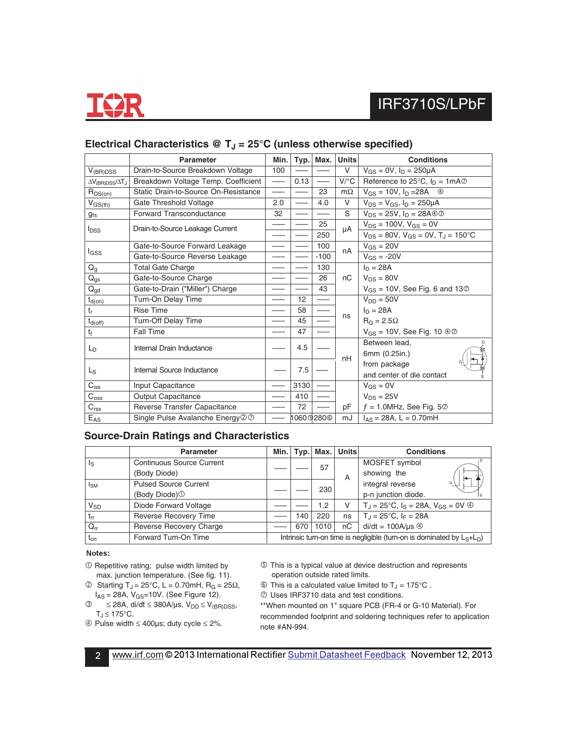## Electrical Characteristics @ $T_J$ = 25°C (unless otherwise specified)

| | Parameter | Min. | Typ. | Max. | Units | Conditions |
|---|---|---|---|---|---|---|
| $V_{(BR)DSS}$ | Drain-to-Source Breakdown Voltage | 100 | ––– | ––– | V | $V_{GS}$ = 0V, $I_D$ = 250μA |
| $\Delta V_{(BR)DSS}/\Delta T_J$ | Breakdown Voltage Temp. Coefficient | ––– | 0.13 | ––– | V/°C | Reference to 25°C, $I_D$ = 1mA⑦ |
| $R_{DS(on)}$ | Static Drain-to-Source On-Resistance | ––– | ––– | 23 | mΩ | $V_{GS}$ = 10V, $I_D$ =28A ④ |
| $V_{GS(th)}$ | Gate Threshold Voltage | 2.0 | ––– | 4.0 | V | $V_{DS}$ = $V_{GS}$, $I_D$ = 250μA |
| $g_{fs}$ | Forward Transconductance | 32 | ––– | ––– | S | $V_{DS}$ = 25V, $I_D$ = 28A④⑦ |
| $I_{DSS}$ | Drain-to-Source Leakage Current | ––– | ––– | 25 | μA | $V_{DS}$ = 100V, $V_{GS}$ = 0V |
| | | ––– | ––– | 250 | | $V_{DS}$ = 80V, $V_{GS}$ = 0V, $T_J$ = 150°C |
| $I_{GSS}$ | Gate-to-Source Forward Leakage | ––– | ––– | 100 | nA | $V_{GS}$ = 20V |
| | Gate-to-Source Reverse Leakage | ––– | ––– | -100 | | $V_{GS}$ = -20V |
| $Q_g$ | Total Gate Charge | ––– | ––– | 130 | nC | $I_D$ = 28A |
| $Q_{gs}$ | Gate-to-Source Charge | ––– | ––– | 26 | | $V_{DS}$ = 80V |
| $Q_{gd}$ | Gate-to-Drain ("Miller") Charge | ––– | ––– | 43 | | $V_{GS}$ = 10V, See Fig. 6 and 13⑦ |
| $t_{d(on)}$ | Turn-On Delay Time | ––– | 12 | ––– | ns | $V_{DD}$ = 50V |
| $t_r$ | Rise Time | ––– | 58 | ––– | | $I_D$ = 28A |
| $t_{d(off)}$ | Turn-Off Delay Time | ––– | 45 | ––– | | $R_G$ = 2.5Ω |
| $t_f$ | Fall Time | ––– | 47 | ––– | | $V_{GS}$ = 10V, See Fig. 10 ④⑦ |
| $L_D$ | Internal Drain Inductance | ––– | 4.5 | ––– | nH | Between lead, 6mm (0.25in.) |
| $L_S$ | Internal Source Inductance | ––– | 7.5 | ––– | | from package and center of die contact |
| $C_{iss}$ | Input Capacitance | ––– | 3130 | ––– | pF | $V_{GS}$ = 0V |
| $C_{oss}$ | Output Capacitance | ––– | 410 | ––– | | $V_{DS}$ = 25V |
| $C_{rss}$ | Reverse Transfer Capacitance | ––– | 72 | ––– | | ƒ = 1.0MHz, See Fig. 5⑦ |
| $E_{AS}$ | Single Pulse Avalanche Energy②⑦ | ––– | 1060⑤ | 280⑥ | mJ | $I_{AS}$ = 28A, L = 0.70mH |

## Source-Drain Ratings and Characteristics

| | Parameter | Min. | Typ. | Max. | Units | Conditions |
|---|---|---|---|---|---|---|
| $I_S$ | Continuous Source Current (Body Diode) | ––– | ––– | 57 | A | MOSFET symbol showing the |
| $I_{SM}$ | Pulsed Source Current (Body Diode)① | ––– | ––– | 230 | | integral reverse p-n junction diode. |
| $V_{SD}$ | Diode Forward Voltage | ––– | ––– | 1.2 | V | $T_J$ = 25°C, $I_S$ = 28A, $V_{GS}$ = 0V ④ |
| $t_{rr}$ | Reverse Recovery Time | ––– | 140 | 220 | ns | $T_J$ = 25°C, $I_F$ = 28A |
| $Q_{rr}$ | Reverse Recovery Charge | ––– | 670 | 1010 | nC | di/dt = 100A/μs ④ |
| $t_{on}$ | Forward Turn-On Time | Intrinsic turn-on time is negligible (turn-on is dominated by $L_S$+$L_D$) | | | | |

**Notes:**

① Repetitive rating; pulse width limited by max. junction temperature. (See fig. 11).

② Starting $T_J$ = 25°C, L = 0.70mH, $R_G$ = 25Ω, $I_{AS}$ = 28A, $V_{GS}$=10V. (See Figure 12).

③ ≤ 28A, di/dt ≤ 380A/μs, $V_{DD}$ ≤ $V_{(BR)DSS}$, $T_J$ ≤ 175°C.

④ Pulse width ≤ 400μs; duty cycle ≤ 2%.

⑤ This is a typical value at device destruction and represents operation outside rated limits.

⑥ This is a calculated value limited to $T_J$ = 175°C .

⑦ Uses IRF3710 data and test conditions.

**When mounted on 1" square PCB (FR-4 or G-10 Material). For recommended footprint and soldering techniques refer to application note #AN-994.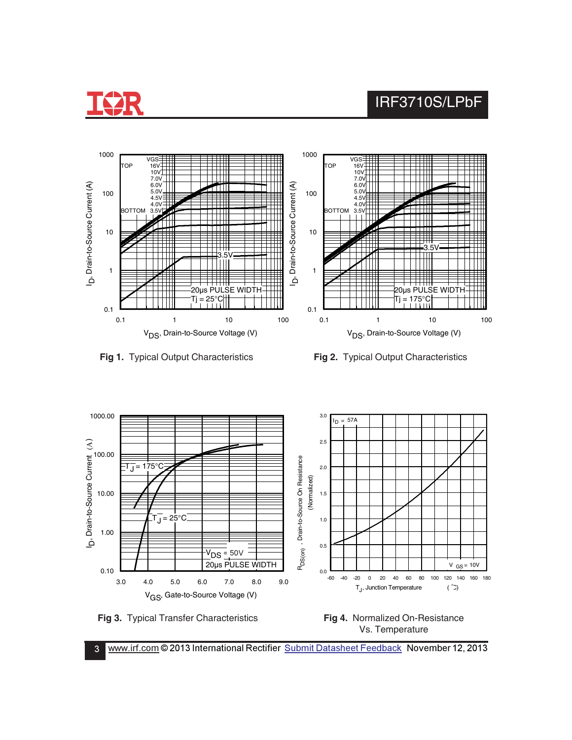Fig 1. Typical Output Characteristics

Fig 2. Typical Output Characteristics

Fig 3. Typical Transfer Characteristics

Fig 4. Normalized On-Resistance Vs. Temperature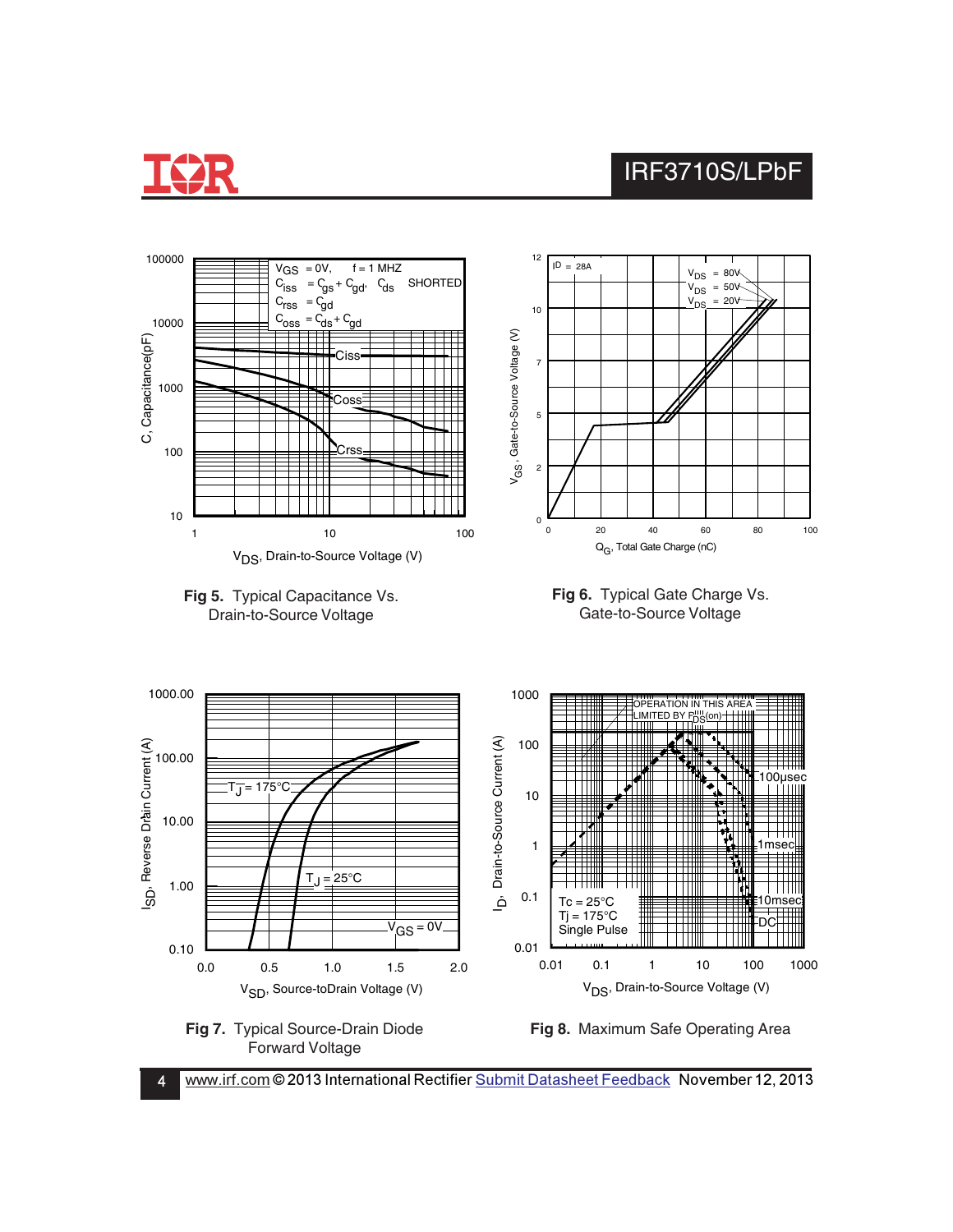**Fig 5.** Typical Capacitance Vs. Drain-to-Source Voltage

**Fig 6.** Typical Gate Charge Vs. Gate-to-Source Voltage

**Fig 7.** Typical Source-Drain Diode Forward Voltage

**Fig 8.** Maximum Safe Operating Area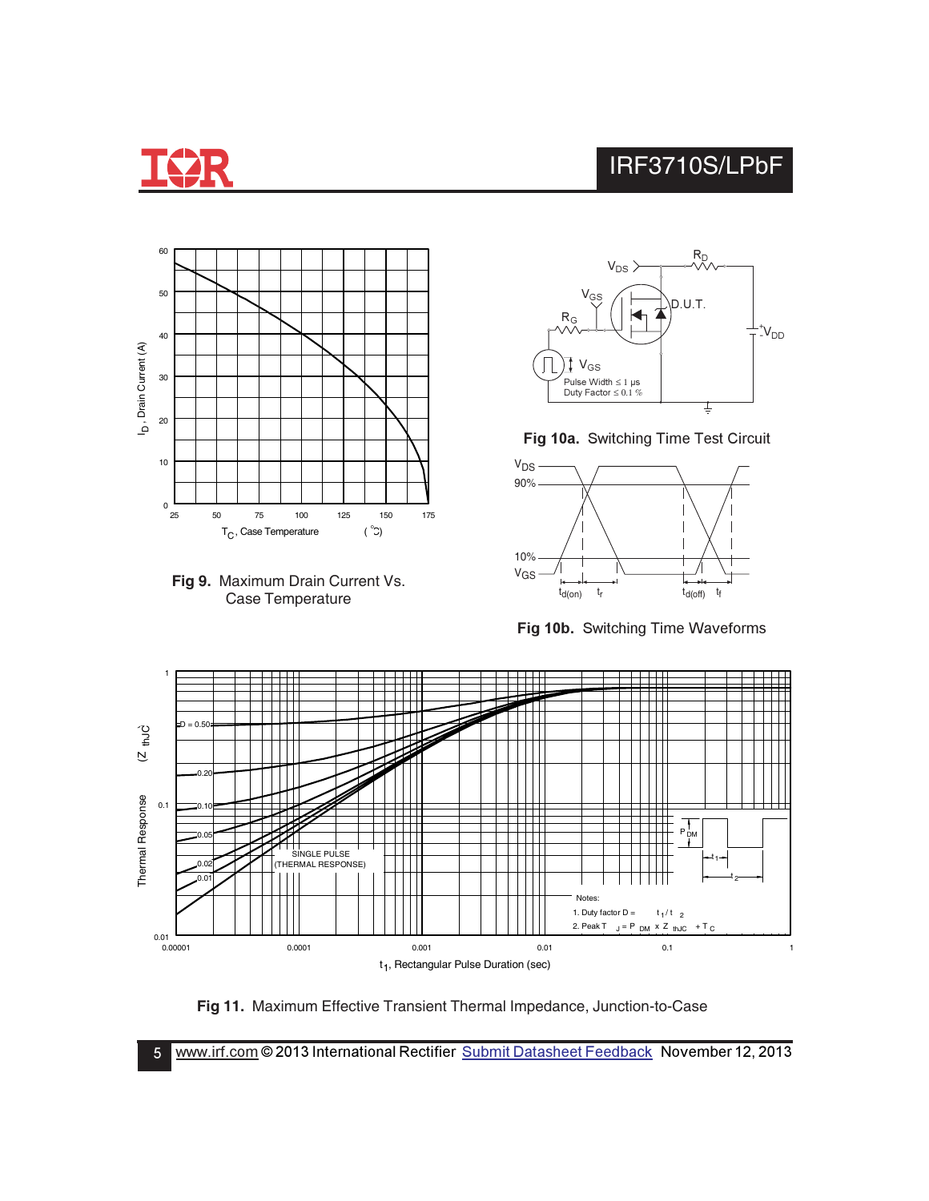**Fig 9.** Maximum Drain Current Vs. Case Temperature

**Fig 10a.** Switching Time Test Circuit

**Fig 10b.** Switching Time Waveforms

**Fig 11.** Maximum Effective Transient Thermal Impedance, Junction-to-Case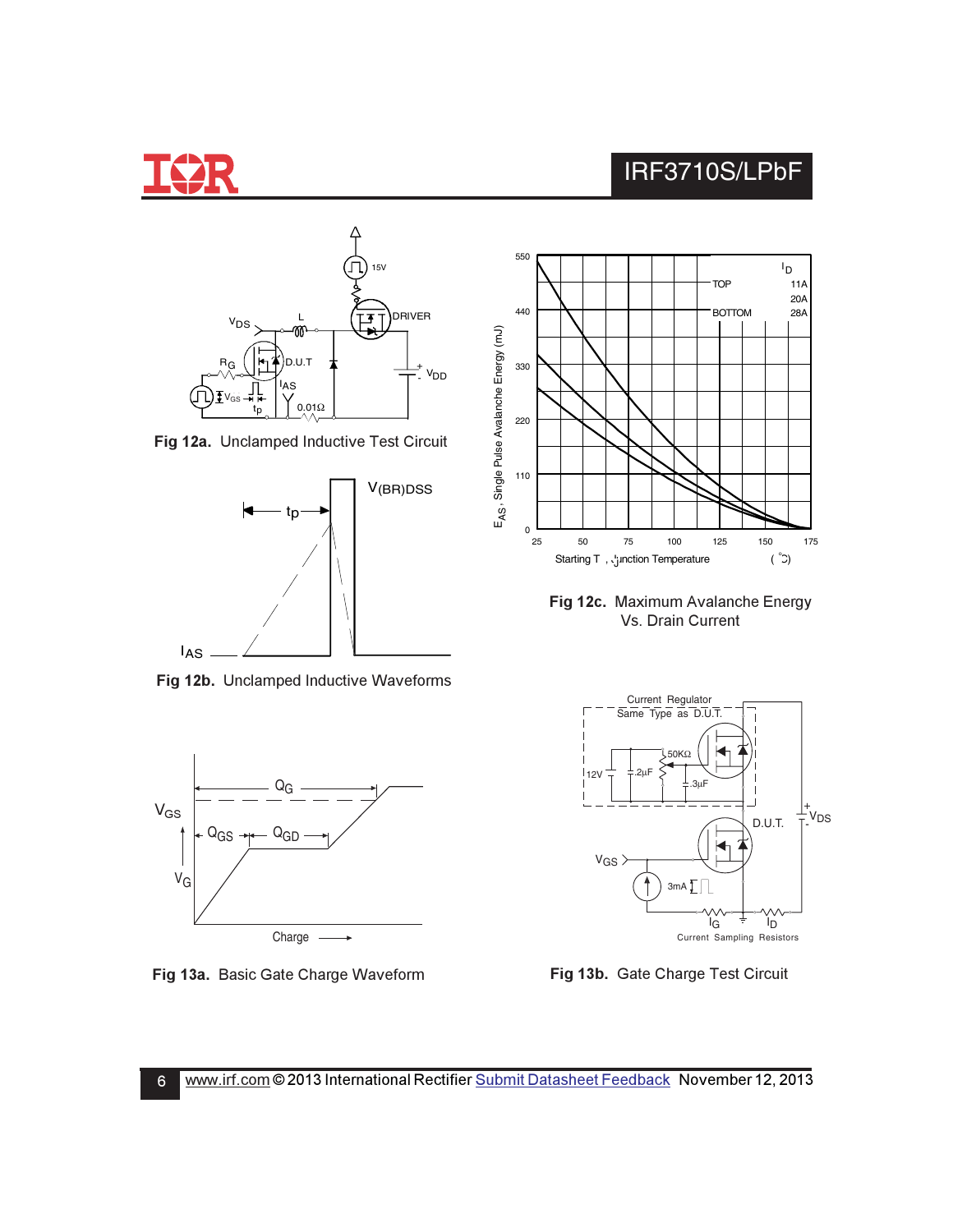Fig 12a. Unclamped Inductive Test Circuit

Fig 12b. Unclamped Inductive Waveforms

Fig 12c. Maximum Avalanche Energy Vs. Drain Current

Fig 13a. Basic Gate Charge Waveform

Fig 13b. Gate Charge Test Circuit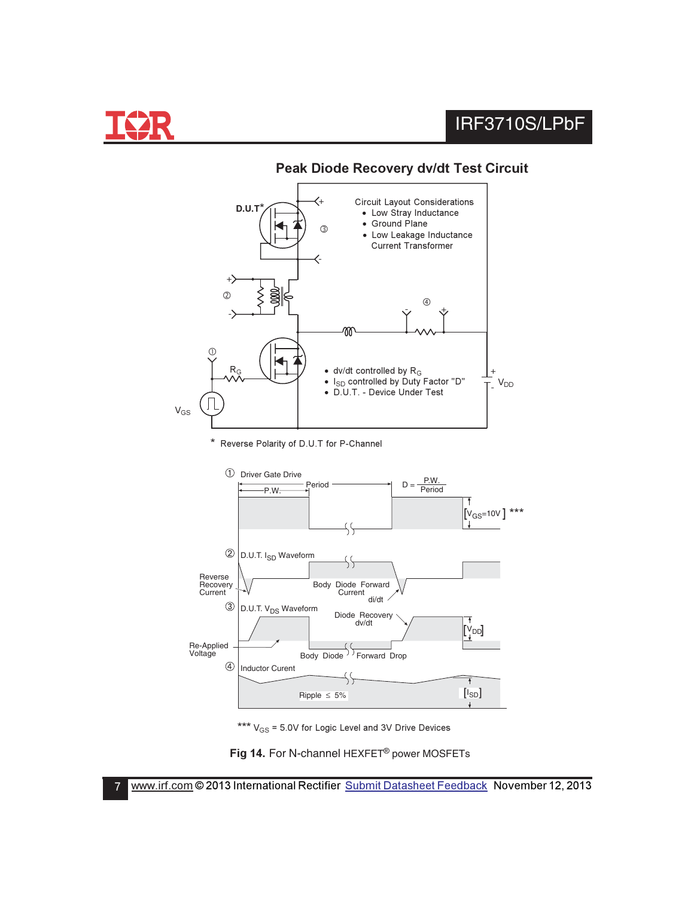## Peak Diode Recovery dv/dt Test Circuit

D.U.T*

Circuit Layout Considerations
- Low Stray Inductance
- Ground Plane
- Low Leakage Inductance Current Transformer

① ② ③ ④

$R_G$

$V_{GS}$

$V_{DD}$

- dv/dt controlled by $R_G$
- $I_{SD}$ controlled by Duty Factor "D"
- D.U.T. - Device Under Test

\* Reverse Polarity of D.U.T for P-Channel

① Driver Gate Drive

P.W. Period $D = \frac{P.W.}{Period}$

[$V_{GS}$=10V] ***

② D.U.T. $I_{SD}$ Waveform

Reverse Recovery Current

Body Diode Forward Current

di/dt

③ D.U.T. $V_{DS}$ Waveform

Diode Recovery dv/dt

[$V_{DD}$]

Re-Applied Voltage

Body Diode Forward Drop

④ Inductor Curent

Ripple ≤ 5%

[$I_{SD}$]

*** $V_{GS}$ = 5.0V for Logic Level and 3V Drive Devices

**Fig 14.** For N-channel HEXFET® power MOSFETs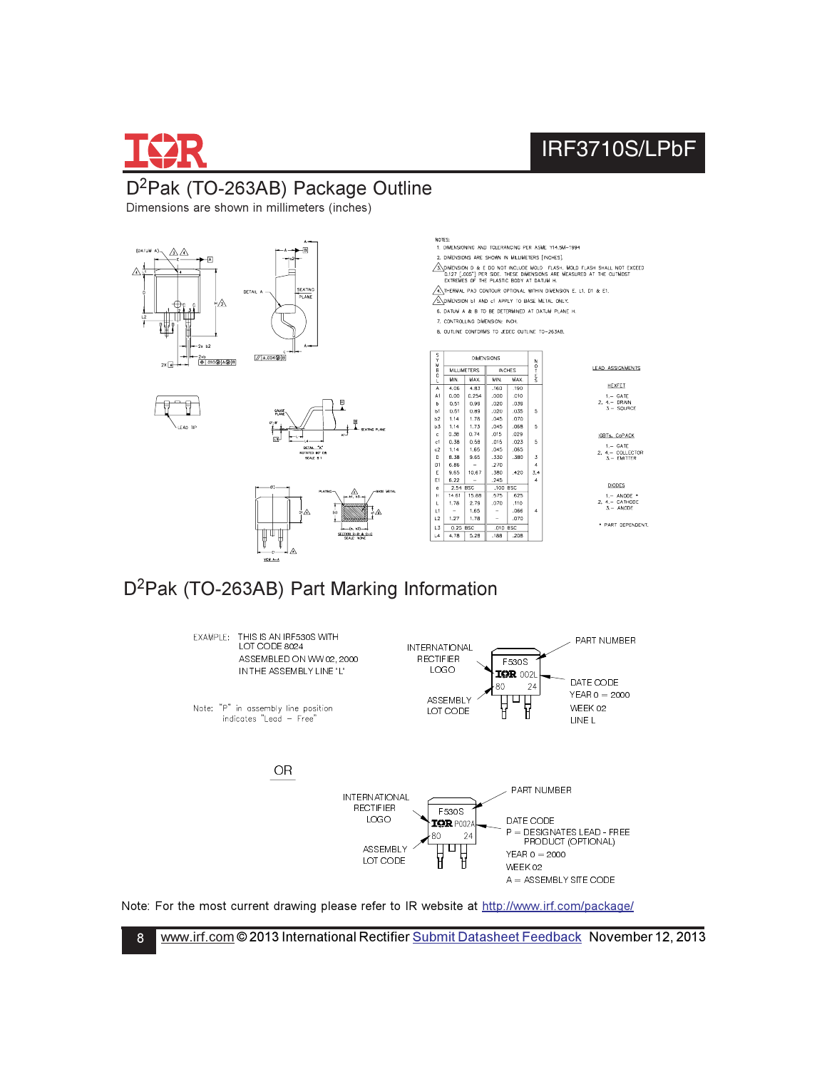## D²Pak (TO-263AB) Package Outline

Dimensions are shown in millimeters (inches)

NOTES:

1. DIMENSIONING AND TOLERANCING PER ASME Y14.5M-1994
2. DIMENSIONS ARE SHOWN IN MILLIMETERS [INCHES].
3. DIMENSION D & E DO NOT INCLUDE MOLD FLASH. MOLD FLASH SHALL NOT EXCEED 0.127 [.005"] PER SIDE. THESE DIMENSIONS ARE MEASURED AT THE OUTMOST EXTREMES OF THE PLASTIC BODY AT DATUM H.
4. THERMAL PAD CONTOUR OPTIONAL WITHIN DIMENSION E, L1, D1 & E1.
5. DIMENSION b1 AND c1 APPLY TO BASE METAL ONLY.
6. DATUM A & B TO BE DETERMINED AT DATUM PLANE H.
7. CONTROLLING DIMENSION: INCH.
8. OUTLINE CONFORMS TO JEDEC OUTLINE TO-263AB.

| SYMBOL | DIMENSIONS | | | | NOTES |
|---|---|---|---|---|---|
| | MILLIMETERS | | INCHES | | |
| | MIN. | MAX. | MIN. | MAX. | |
| A | 4.06 | 4.83 | .160 | .190 | |
| A1 | 0.00 | 0.254 | .000 | .010 | |
| b | 0.51 | 0.99 | .020 | .039 | |
| b1 | 0.51 | 0.89 | .020 | .035 | 5 |
| b2 | 1.14 | 1.78 | .045 | .070 | |
| b3 | 1.14 | 1.73 | .045 | .068 | 5 |
| c | 0.38 | 0.74 | .015 | .029 | |
| c1 | 0.38 | 0.58 | .015 | .023 | 5 |
| c2 | 1.14 | 1.65 | .045 | .065 | |
| D | 8.38 | 9.65 | .330 | .380 | 3 |
| D1 | 6.86 | - | .270 | | 4 |
| E | 9.65 | 10.67 | .380 | .420 | 3,4 |
| E1 | 6.22 | - | .245 | | 4 |
| e | 2.54 BSC | | .100 BSC | | |
| H | 14.61 | 15.88 | .575 | .625 | |
| L | 1.78 | 2.79 | .070 | .110 | |
| L1 | - | 1.65 | - | .066 | 4 |
| L2 | 1.27 | 1.78 | - | .070 | |
| L3 | 0.25 BSC | | .010 BSC | | |
| L4 | 4.78 | 5.28 | .188 | .208 | |

LEAD ASSIGNMENTS

HEXFET
1.- GATE
2, 4.- DRAIN
3.- SOURCE

IGBTs, CoPACK
1.- GATE
2, 4.- COLLECTOR
3.- EMITTER

DIODES
1.- ANODE *
2, 4.- CATHODE
3.- ANODE

* PART DEPENDENT.

## D²Pak (TO-263AB) Part Marking Information

EXAMPLE: THIS IS AN IRF530S WITH LOT CODE 8024 ASSEMBLED ON WW 02, 2000 IN THE ASSEMBLY LINE 'L'

Note: "P" in assembly line position indicates "Lead - Free"

INTERNATIONAL RECTIFIER LOGO — F530S — IOR 002L — 80 24

PART NUMBER

DATE CODE
YEAR 0 = 2000
WEEK 02
LINE L

ASSEMBLY LOT CODE

OR

INTERNATIONAL RECTIFIER LOGO — F530S — IOR P002A — 80 24

PART NUMBER

DATE CODE
P = DESIGNATES LEAD - FREE PRODUCT (OPTIONAL)
YEAR 0 = 2000
WEEK 02
A = ASSEMBLY SITE CODE

ASSEMBLY LOT CODE

Note: For the most current drawing please refer to IR website at http://www.irf.com/package/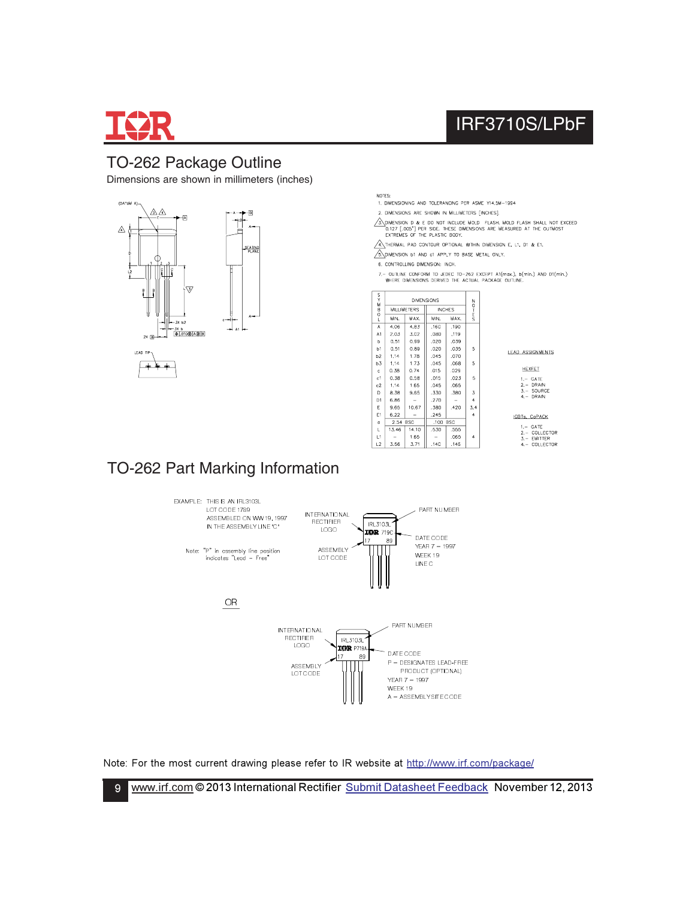# TO-262 Package Outline

Dimensions are shown in millimeters (inches)

NOTES:

1. DIMENSIONING AND TOLERANCING PER ASME Y14.5M-1994
2. DIMENSIONS ARE SHOWN IN MILLIMETERS [INCHES].
3. DIMENSION D & E DO NOT INCLUDE MOLD FLASH. MOLD FLASH SHALL NOT EXCEED 0.127 [.005"] PER SIDE. THESE DIMENSIONS ARE MEASURED AT THE OUTMOST EXTREMES OF THE PLASTIC BODY.
4. THERMAL PAD CONTOUR OPTIONAL WITHIN DIMENSION E, L1, D1 & E1.
5. DIMENSION b1 AND c1 APPLY TO BASE METAL ONLY.
6. CONTROLLING DIMENSION: INCH.
7. OUTLINE CONFORM TO JEDEC TO-262 EXCEPT A1(max.), b(min.) AND D1(min.) WHERE DIMENSIONS DERIVED THE ACTUAL PACKAGE OUTLINE.

| SYMBOL | DIMENSIONS | | | | NOTES |
|---|---|---|---|---|---|
| | MILLIMETERS | | INCHES | | |
| | MIN. | MAX. | MIN. | MAX. | |
| A | 4.06 | 4.83 | .160 | .190 | |
| A1 | 2.03 | 3.02 | .080 | .119 | |
| b | 0.51 | 0.99 | .020 | .039 | |
| b1 | 0.51 | 0.89 | .020 | .035 | 5 |
| b2 | 1.14 | 1.78 | .045 | .070 | |
| b3 | 1.14 | 1.73 | .045 | .068 | 5 |
| c | 0.38 | 0.74 | .015 | .029 | |
| c1 | 0.38 | 0.58 | .015 | .023 | 5 |
| c2 | 1.14 | 1.65 | .045 | .065 | |
| D | 8.38 | 9.65 | .330 | .380 | 3 |
| D1 | 6.86 | – | .270 | – | 4 |
| E | 9.65 | 10.67 | .380 | .420 | 3,4 |
| E1 | 6.22 | – | .245 | – | 4 |
| e | 2.54 BSC | | .100 BSC | | |
| L | 13.46 | 14.10 | .530 | .555 | |
| L1 | – | 1.65 | – | .065 | 4 |
| L2 | 3.56 | 3.71 | .140 | .146 | |

LEAD ASSIGNMENTS

HEXFET

1.- GATE
2.- DRAIN
3.- SOURCE
4.- DRAIN

IGBTs, CoPACK

1.- GATE
2.- COLLECTOR
3.- EMITTER
4.- COLLECTOR

# TO-262 Part Marking Information

EXAMPLE: THIS IS AN IRL3103L LOT CODE 1789 ASSEMBLED ON WW 19, 1997 IN THE ASSEMBLY LINE "C"

Note: "P" in assembly line position indicates "Lead - Free"

INTERNATIONAL RECTIFIER LOGO — ASSEMBLY LOT CODE — PART NUMBER — DATE CODE: YEAR 7 = 1997, WEEK 19, LINE C

OR

INTERNATIONAL RECTIFIER LOGO — ASSEMBLY LOT CODE — PART NUMBER — DATE CODE: P = DESIGNATES LEAD-FREE PRODUCT (OPTIONAL), YEAR 7 = 1997, WEEK 19, A = ASSEMBLY SITE CODE

Note: For the most current drawing please refer to IR website at http://www.irf.com/package/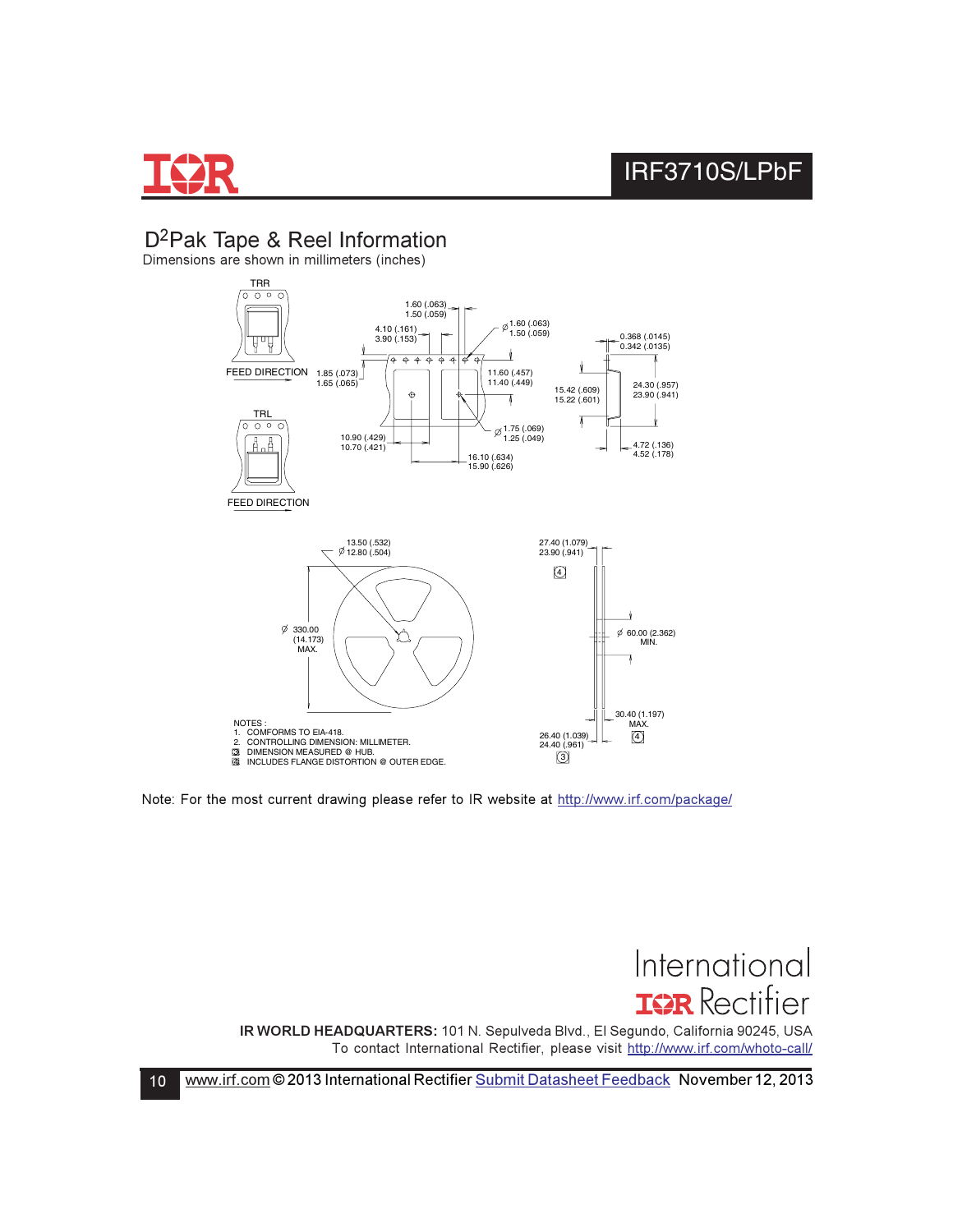## D2Pak Tape & Reel Information

Dimensions are shown in millimeters (inches)

TRR

FEED DIRECTION

TRL

FEED DIRECTION

1.60 (.063)
1.50 (.059)

4.10 (.161)
3.90 (.153)

Ø 1.60 (.063)
1.50 (.059)

0.368 (.0145)
0.342 (.0135)

1.85 (.073)
1.65 (.065)

11.60 (.457)
11.40 (.449)

15.42 (.609)
15.22 (.601)

24.30 (.957)
23.90 (.941)

Ø 1.75 (.069)
1.25 (.049)

10.90 (.429)
10.70 (.421)

16.10 (.634)
15.90 (.626)

4.72 (.136)
4.52 (.178)

13.50 (.532)
Ø 12.80 (.504)

27.40 (1.079)
23.90 (.941)

4

Ø 330.00
(14.173)
MAX.

Ø 60.00 (2.362)
MIN.

30.40 (1.197)
MAX.

4

26.40 (1.039)
24.40 (.961)

3

NOTES :
1. COMFORMS TO EIA-418.
2. CONTROLLING DIMENSION: MILLIMETER.
3. DIMENSION MEASURED @ HUB.
4. INCLUDES FLANGE DISTORTION @ OUTER EDGE.

Note: For the most current drawing please refer to IR website at http://www.irf.com/package/

International
IOR Rectifier

**IR WORLD HEADQUARTERS:** 101 N. Sepulveda Blvd., El Segundo, California 90245, USA
To contact International Rectifier, please visit http://www.irf.com/whoto-call/

www.irf.com © 2013 International Rectifier Submit Datasheet Feedback November 12, 2013